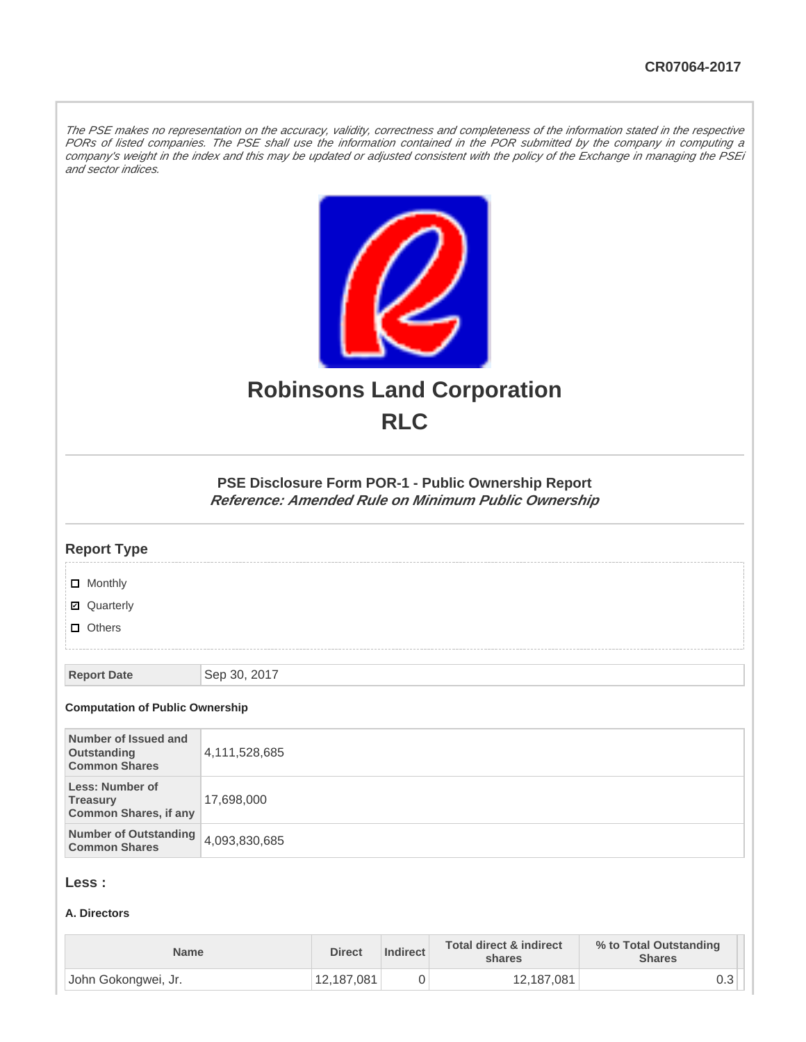CR07064-2017

*The PSE makes no representation on the accuracy, validity, correctness and completeness of the information stated in the respective PORs of listed companies. The PSE shall use the information contained in the POR submitted by the company in computing a company's weight in the index and this may be updated or adjusted consistent with the policy of the Exchange in managing the PSEi and sector indices.*

# Robinsons Land Corporation
# RLC

### PSE Disclosure Form POR-1 - Public Ownership Report
***Reference: Amended Rule on Minimum Public Ownership***

## Report Type

- [ ] Monthly
- [x] Quarterly
- [ ] Others

| Report Date | Sep 30, 2017 |
|---|---|

**Computation of Public Ownership**

| Number of Issued and Outstanding Common Shares | 4,111,528,685 |
|---|---|
| Less: Number of Treasury Common Shares, if any | 17,698,000 |
| Number of Outstanding Common Shares | 4,093,830,685 |

## Less :

**A. Directors**

| Name | Direct | Indirect | Total direct & indirect shares | % to Total Outstanding Shares |
|---|---|---|---|---|
| John Gokongwei, Jr. | 12,187,081 | 0 | 12,187,081 | 0.3 |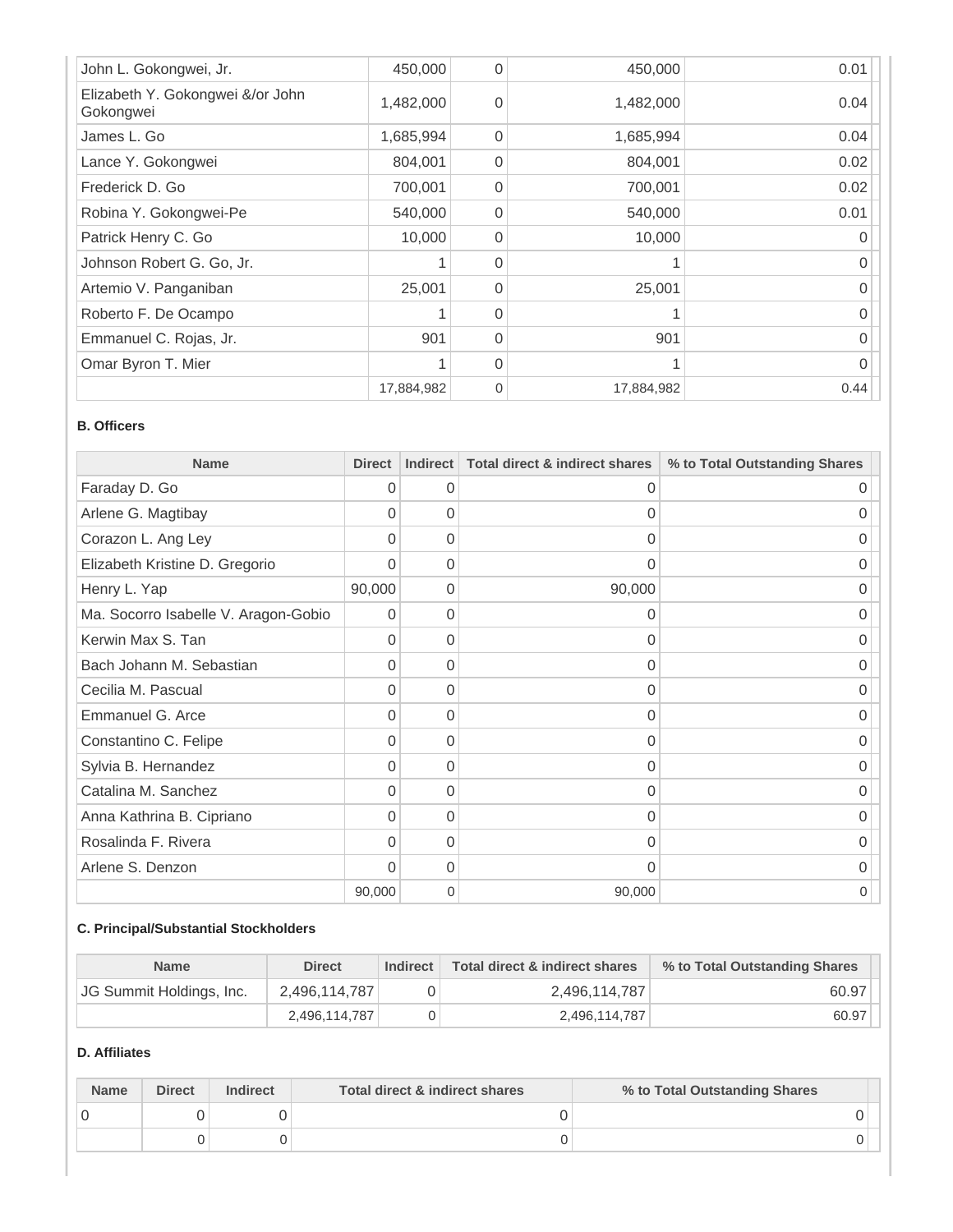| | | | | |
|---|---|---|---|---|
| John L. Gokongwei, Jr. | 450,000 | 0 | 450,000 | 0.01 |
| Elizabeth Y. Gokongwei &/or John Gokongwei | 1,482,000 | 0 | 1,482,000 | 0.04 |
| James L. Go | 1,685,994 | 0 | 1,685,994 | 0.04 |
| Lance Y. Gokongwei | 804,001 | 0 | 804,001 | 0.02 |
| Frederick D. Go | 700,001 | 0 | 700,001 | 0.02 |
| Robina Y. Gokongwei-Pe | 540,000 | 0 | 540,000 | 0.01 |
| Patrick Henry C. Go | 10,000 | 0 | 10,000 | 0 |
| Johnson Robert G. Go, Jr. | 1 | 0 | 1 | 0 |
| Artemio V. Panganiban | 25,001 | 0 | 25,001 | 0 |
| Roberto F. De Ocampo | 1 | 0 | 1 | 0 |
| Emmanuel C. Rojas, Jr. | 901 | 0 | 901 | 0 |
| Omar Byron T. Mier | 1 | 0 | 1 | 0 |
| | 17,884,982 | 0 | 17,884,982 | 0.44 |

**B. Officers**

| Name | Direct | Indirect | Total direct & indirect shares | % to Total Outstanding Shares |
|---|---|---|---|---|
| Faraday D. Go | 0 | 0 | 0 | 0 |
| Arlene G. Magtibay | 0 | 0 | 0 | 0 |
| Corazon L. Ang Ley | 0 | 0 | 0 | 0 |
| Elizabeth Kristine D. Gregorio | 0 | 0 | 0 | 0 |
| Henry L. Yap | 90,000 | 0 | 90,000 | 0 |
| Ma. Socorro Isabelle V. Aragon-Gobio | 0 | 0 | 0 | 0 |
| Kerwin Max S. Tan | 0 | 0 | 0 | 0 |
| Bach Johann M. Sebastian | 0 | 0 | 0 | 0 |
| Cecilia M. Pascual | 0 | 0 | 0 | 0 |
| Emmanuel G. Arce | 0 | 0 | 0 | 0 |
| Constantino C. Felipe | 0 | 0 | 0 | 0 |
| Sylvia B. Hernandez | 0 | 0 | 0 | 0 |
| Catalina M. Sanchez | 0 | 0 | 0 | 0 |
| Anna Kathrina B. Cipriano | 0 | 0 | 0 | 0 |
| Rosalinda F. Rivera | 0 | 0 | 0 | 0 |
| Arlene S. Denzon | 0 | 0 | 0 | 0 |
| | 90,000 | 0 | 90,000 | 0 |

**C. Principal/Substantial Stockholders**

| Name | Direct | Indirect | Total direct & indirect shares | % to Total Outstanding Shares |
|---|---|---|---|---|
| JG Summit Holdings, Inc. | 2,496,114,787 | 0 | 2,496,114,787 | 60.97 |
| | 2,496,114,787 | 0 | 2,496,114,787 | 60.97 |

**D. Affiliates**

| Name | Direct | Indirect | Total direct & indirect shares | % to Total Outstanding Shares |
|---|---|---|---|---|
| 0 | 0 | 0 | 0 | 0 |
| | 0 | 0 | 0 | 0 |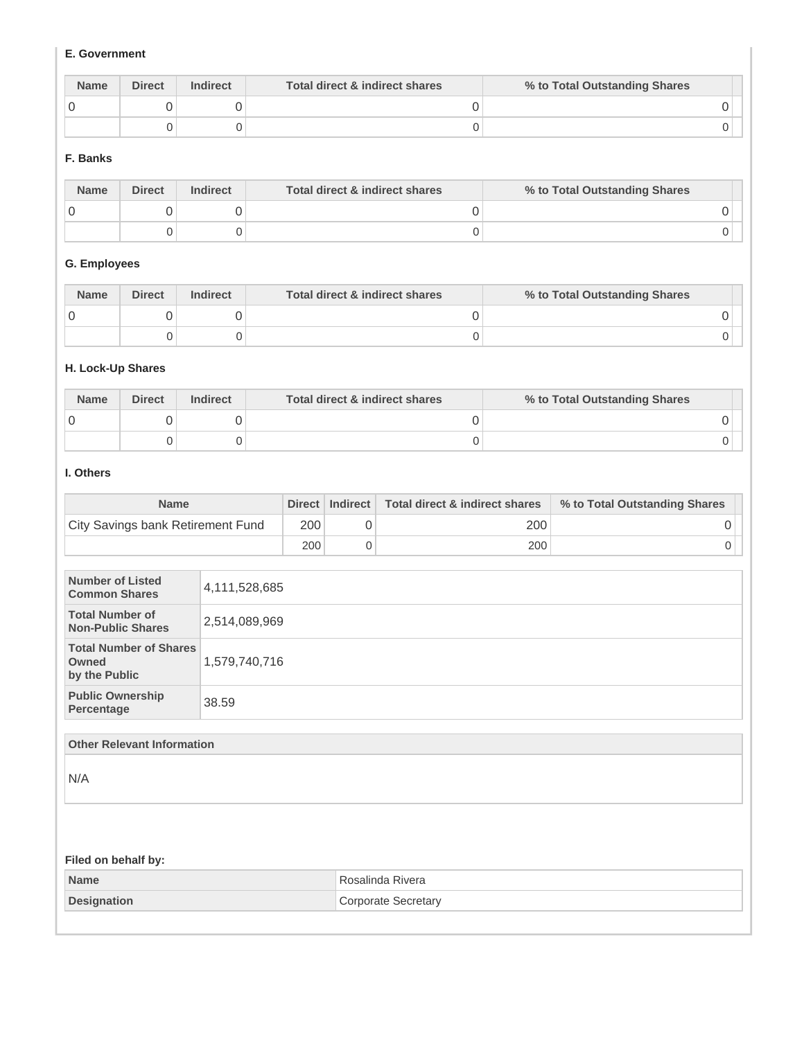**E. Government**

| Name | Direct | Indirect | Total direct & indirect shares | % to Total Outstanding Shares |
|---|---|---|---|---|
| 0 | 0 | 0 | 0 | 0 |
| | 0 | 0 | 0 | 0 |

**F. Banks**

| Name | Direct | Indirect | Total direct & indirect shares | % to Total Outstanding Shares |
|---|---|---|---|---|
| 0 | 0 | 0 | 0 | 0 |
| | 0 | 0 | 0 | 0 |

**G. Employees**

| Name | Direct | Indirect | Total direct & indirect shares | % to Total Outstanding Shares |
|---|---|---|---|---|
| 0 | 0 | 0 | 0 | 0 |
| | 0 | 0 | 0 | 0 |

**H. Lock-Up Shares**

| Name | Direct | Indirect | Total direct & indirect shares | % to Total Outstanding Shares |
|---|---|---|---|---|
| 0 | 0 | 0 | 0 | 0 |
| | 0 | 0 | 0 | 0 |

**I. Others**

| Name | Direct | Indirect | Total direct & indirect shares | % to Total Outstanding Shares |
|---|---|---|---|---|
| City Savings bank Retirement Fund | 200 | 0 | 200 | 0 |
| | 200 | 0 | 200 | 0 |

| | |
|---|---|
| **Number of Listed Common Shares** | 4,111,528,685 |
| **Total Number of Non-Public Shares** | 2,514,089,969 |
| **Total Number of Shares Owned by the Public** | 1,579,740,716 |
| **Public Ownership Percentage** | 38.59 |

**Other Relevant Information**

N/A

**Filed on behalf by:**

| | |
|---|---|
| **Name** | Rosalinda Rivera |
| **Designation** | Corporate Secretary |